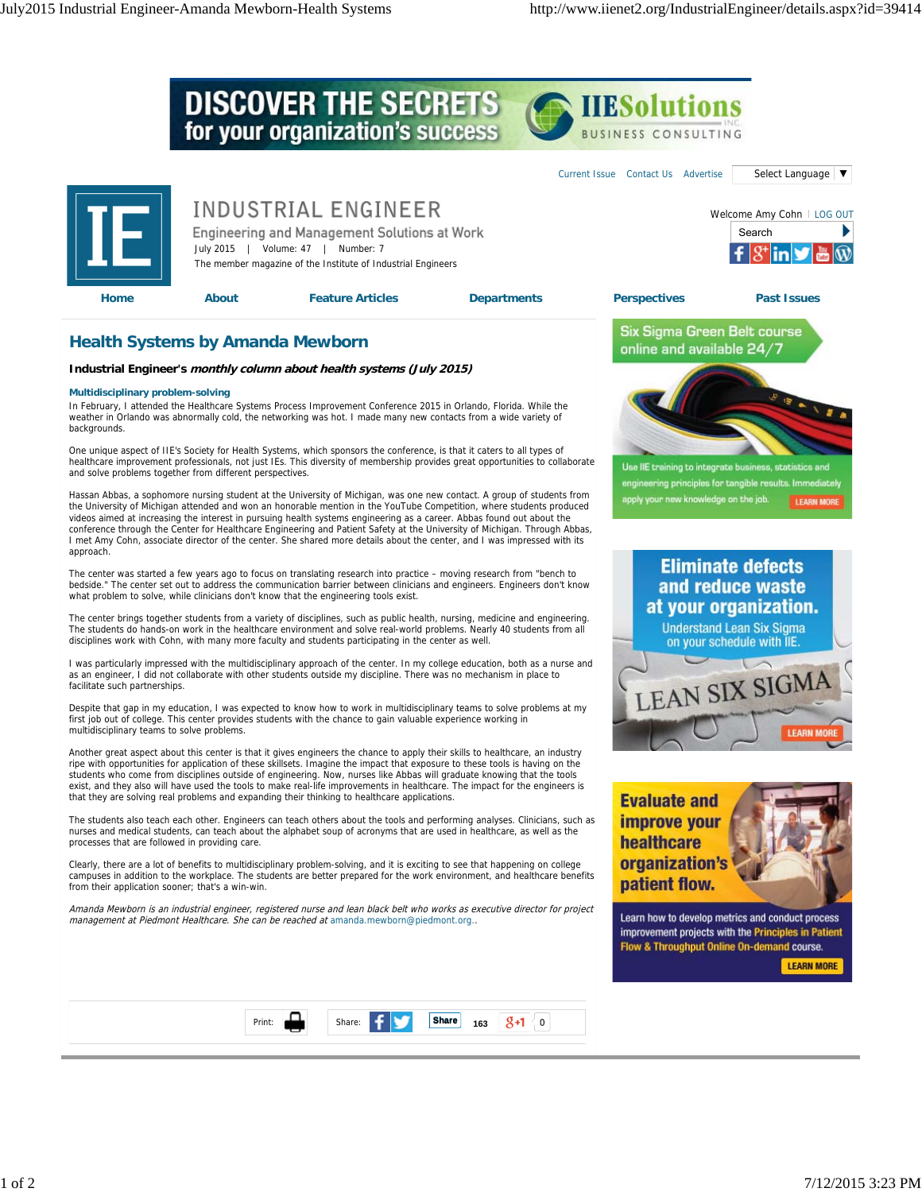# Health Systems by Amanda Mewborn

**Industrial Engineer's *monthly column about health systems (July 2015)***

### Multidisciplinary problem-solving

In February, I attended the Healthcare Systems Process Improvement Conference 2015 in Orlando, Florida. While the weather in Orlando was abnormally cold, the networking was hot. I made many new contacts from a wide variety of backgrounds.

One unique aspect of IIE's Society for Health Systems, which sponsors the conference, is that it caters to all types of healthcare improvement professionals, not just IEs. This diversity of membership provides great opportunities to collaborate and solve problems together from different perspectives.

Hassan Abbas, a sophomore nursing student at the University of Michigan, was one new contact. A group of students from the University of Michigan attended and won an honorable mention in the YouTube Competition, where students produced videos aimed at increasing the interest in pursuing health systems engineering as a career. Abbas found out about the conference through the Center for Healthcare Engineering and Patient Safety at the University of Michigan. Through Abbas, I met Amy Cohn, associate director of the center. She shared more details about the center, and I was impressed with its approach.

The center was started a few years ago to focus on translating research into practice – moving research from "bench to bedside." The center set out to address the communication barrier between clinicians and engineers. Engineers don't know what problem to solve, while clinicians don't know that the engineering tools exist.

The center brings together students from a variety of disciplines, such as public health, nursing, medicine and engineering. The students do hands-on work in the healthcare environment and solve real-world problems. Nearly 40 students from all disciplines work with Cohn, with many more faculty and students participating in the center as well.

I was particularly impressed with the multidisciplinary approach of the center. In my college education, both as a nurse and as an engineer, I did not collaborate with other students outside my discipline. There was no mechanism in place to facilitate such partnerships.

Despite that gap in my education, I was expected to know how to work in multidisciplinary teams to solve problems at my first job out of college. This center provides students with the chance to gain valuable experience working in multidisciplinary teams to solve problems.

Another great aspect about this center is that it gives engineers the chance to apply their skills to healthcare, an industry ripe with opportunities for application of these skillsets. Imagine the impact that exposure to these tools is having on the students who come from disciplines outside of engineering. Now, nurses like Abbas will graduate knowing that the tools exist, and they also will have used the tools to make real-life improvements in healthcare. The impact for the engineers is that they are solving real problems and expanding their thinking to healthcare applications.

The students also teach each other. Engineers can teach others about the tools and performing analyses. Clinicians, such as nurses and medical students, can teach about the alphabet soup of acronyms that are used in healthcare, as well as the processes that are followed in providing care.

Clearly, there are a lot of benefits to multidisciplinary problem-solving, and it is exciting to see that happening on college campuses in addition to the workplace. The students are better prepared for the work environment, and healthcare benefits from their application sooner; that's a win-win.

*Amanda Mewborn is an industrial engineer, registered nurse and lean black belt who works as executive director for project management at Piedmont Healthcare. She can be reached at* amanda.mewborn@piedmont.org..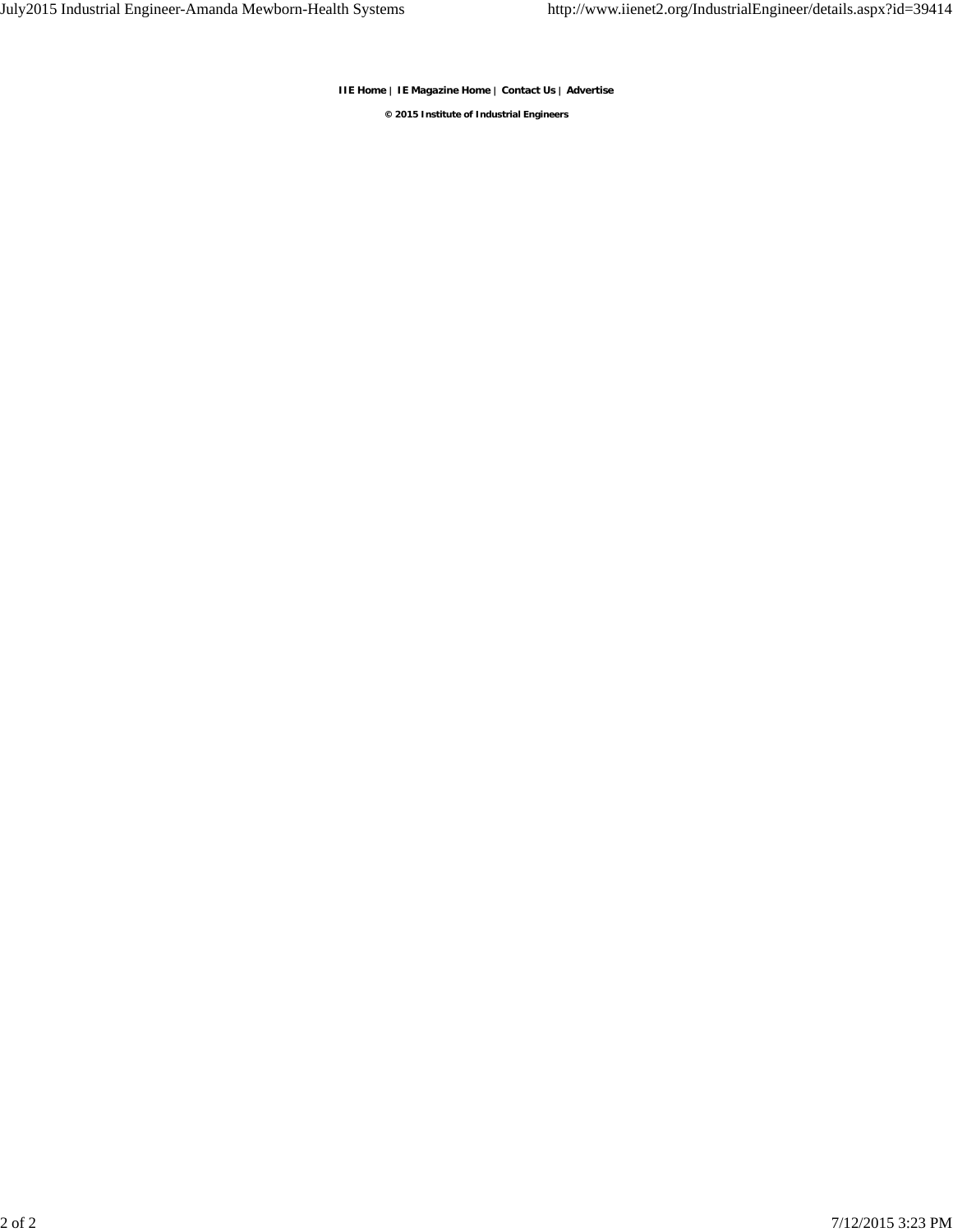**IIE Home | IE Magazine Home | Contact Us | Advertise**

**© 2015 Institute of Industrial Engineers**